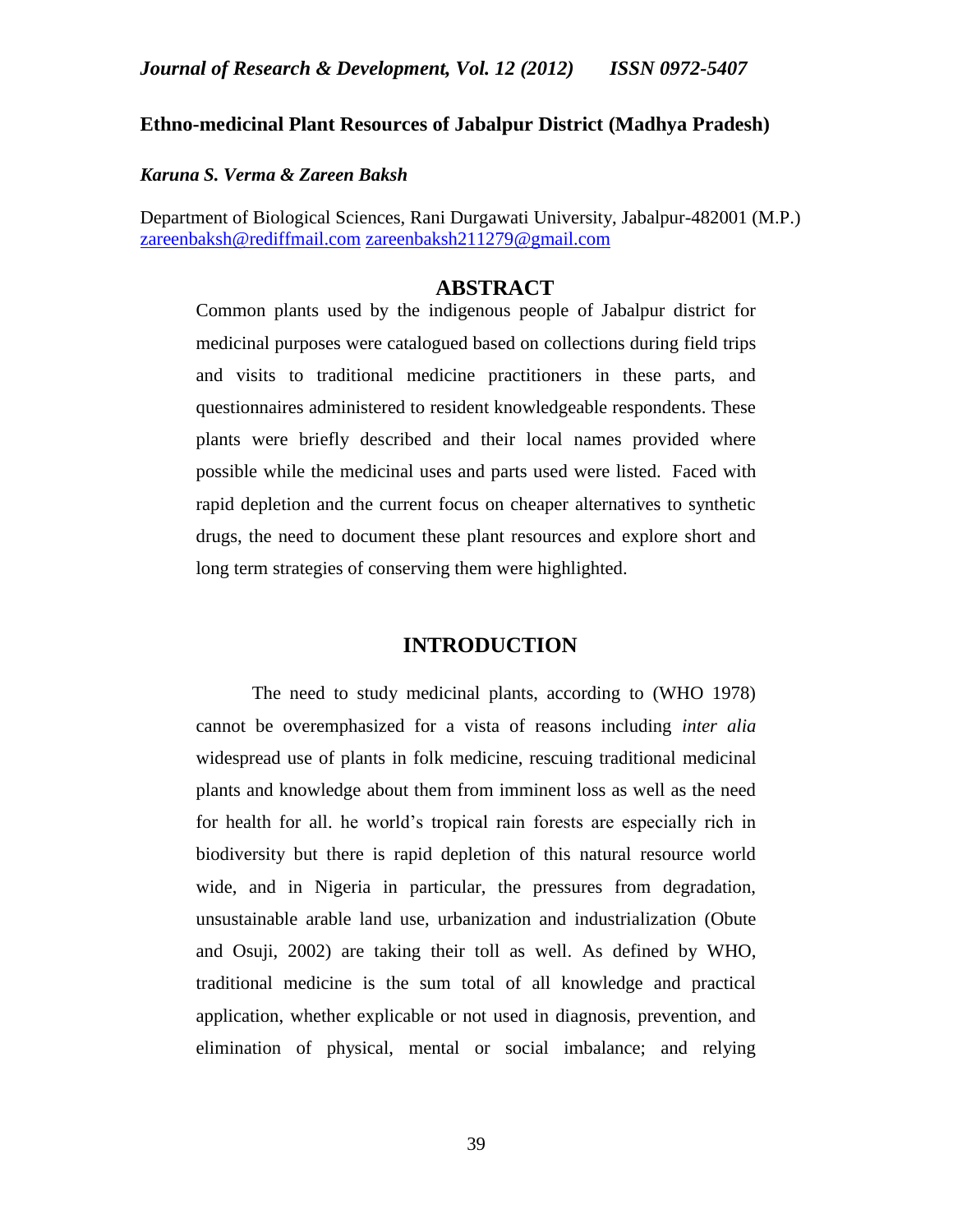# Ethno-medicinal Plant Resources of Jabalpur District (Madhya Pradesh)

***Karuna S. Verma & Zareen Baksh***

Department of Biological Sciences, Rani Durgawati University, Jabalpur-482001 (M.P.)
zareenbaksh@rediffmail.com zareenbaksh211279@gmail.com

## ABSTRACT

Common plants used by the indigenous people of Jabalpur district for medicinal purposes were catalogued based on collections during field trips and visits to traditional medicine practitioners in these parts, and questionnaires administered to resident knowledgeable respondents. These plants were briefly described and their local names provided where possible while the medicinal uses and parts used were listed. Faced with rapid depletion and the current focus on cheaper alternatives to synthetic drugs, the need to document these plant resources and explore short and long term strategies of conserving them were highlighted.

## INTRODUCTION

The need to study medicinal plants, according to (WHO 1978) cannot be overemphasized for a vista of reasons including *inter alia* widespread use of plants in folk medicine, rescuing traditional medicinal plants and knowledge about them from imminent loss as well as the need for health for all. he world's tropical rain forests are especially rich in biodiversity but there is rapid depletion of this natural resource world wide, and in Nigeria in particular, the pressures from degradation, unsustainable arable land use, urbanization and industrialization (Obute and Osuji, 2002) are taking their toll as well. As defined by WHO, traditional medicine is the sum total of all knowledge and practical application, whether explicable or not used in diagnosis, prevention, and elimination of physical, mental or social imbalance; and relying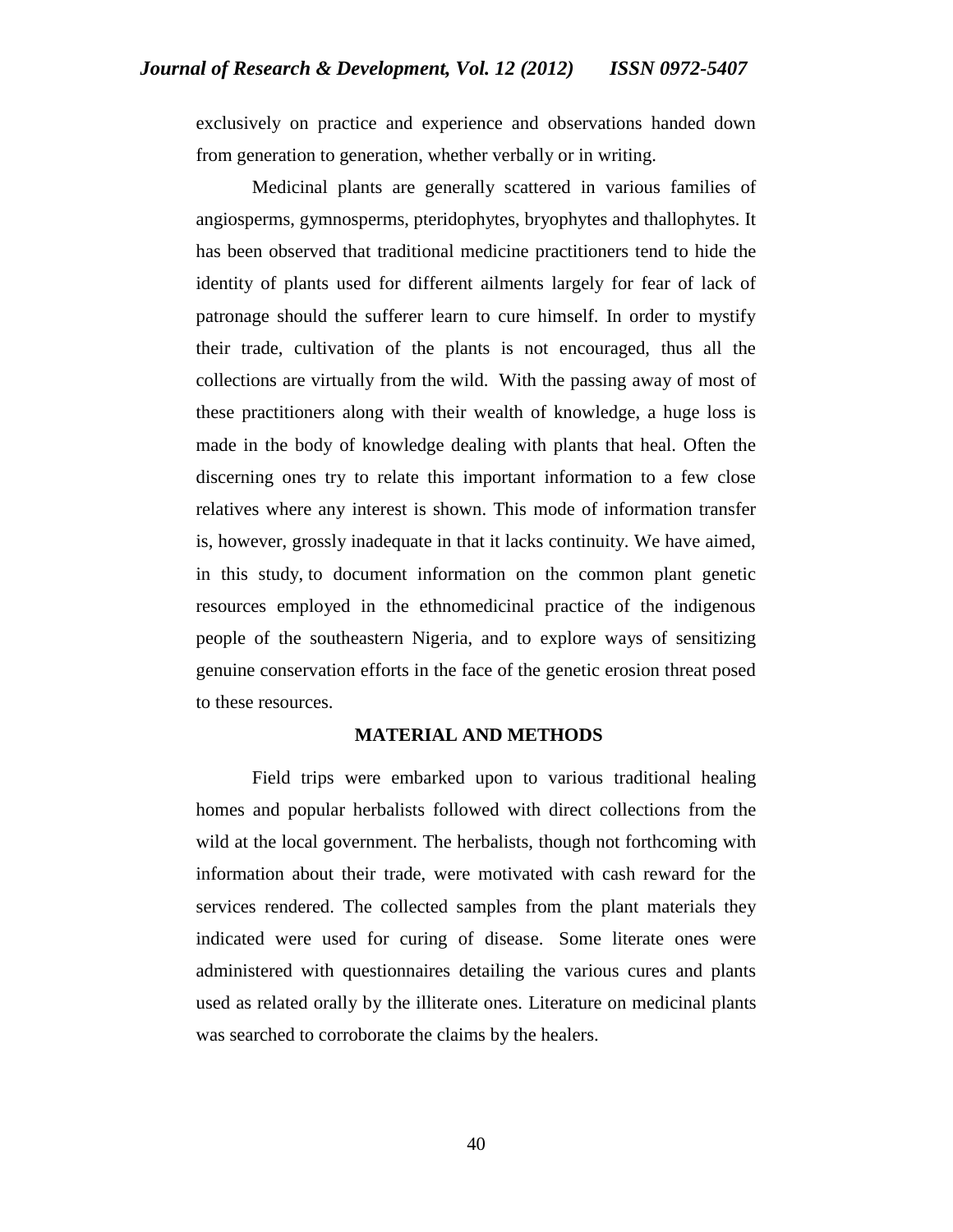exclusively on practice and experience and observations handed down from generation to generation, whether verbally or in writing.

Medicinal plants are generally scattered in various families of angiosperms, gymnosperms, pteridophytes, bryophytes and thallophytes. It has been observed that traditional medicine practitioners tend to hide the identity of plants used for different ailments largely for fear of lack of patronage should the sufferer learn to cure himself. In order to mystify their trade, cultivation of the plants is not encouraged, thus all the collections are virtually from the wild. With the passing away of most of these practitioners along with their wealth of knowledge, a huge loss is made in the body of knowledge dealing with plants that heal. Often the discerning ones try to relate this important information to a few close relatives where any interest is shown. This mode of information transfer is, however, grossly inadequate in that it lacks continuity. We have aimed, in this study, to document information on the common plant genetic resources employed in the ethnomedicinal practice of the indigenous people of the southeastern Nigeria, and to explore ways of sensitizing genuine conservation efforts in the face of the genetic erosion threat posed to these resources.

## MATERIAL AND METHODS

Field trips were embarked upon to various traditional healing homes and popular herbalists followed with direct collections from the wild at the local government. The herbalists, though not forthcoming with information about their trade, were motivated with cash reward for the services rendered. The collected samples from the plant materials they indicated were used for curing of disease. Some literate ones were administered with questionnaires detailing the various cures and plants used as related orally by the illiterate ones. Literature on medicinal plants was searched to corroborate the claims by the healers.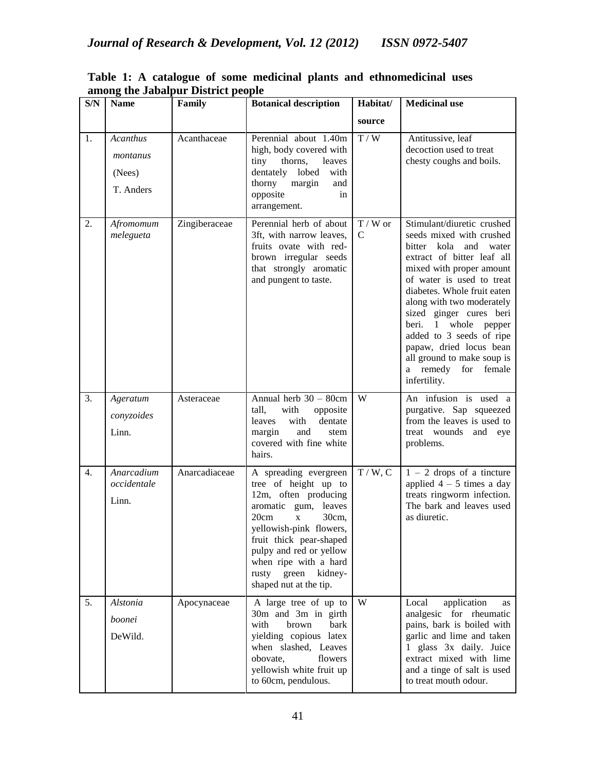**Table 1: A catalogue of some medicinal plants and ethnomedicinal uses among the Jabalpur District people**

| S/N | Name | Family | Botanical description | Habitat/ source | Medicinal use |
|---|---|---|---|---|---|
| 1. | *Acanthus montanus* (Nees) T. Anders | Acanthaceae | Perennial about 1.40m high, body covered with tiny thorns, leaves dentately lobed with thorny margin and opposite in arrangement. | T / W | Antitussive, leaf decoction used to treat chesty coughs and boils. |
| 2. | *Afromomum melegueta* | Zingiberaceae | Perennial herb of about 3ft, with narrow leaves, fruits ovate with red-brown irregular seeds that strongly aromatic and pungent to taste. | T / W or C | Stimulant/diuretic crushed seeds mixed with crushed bitter kola and water extract of bitter leaf all mixed with proper amount of water is used to treat diabetes. Whole fruit eaten along with two moderately sized ginger cures beri beri. 1 whole pepper added to 3 seeds of ripe papaw, dried locus bean all ground to make soup is a remedy for female infertility. |
| 3. | *Ageratum conyzoides* Linn. | Asteraceae | Annual herb 30 – 80cm tall, with opposite leaves with dentate margin and stem covered with fine white hairs. | W | An infusion is used a purgative. Sap squeezed from the leaves is used to treat wounds and eye problems. |
| 4. | *Anarcadium occidentale* Linn. | Anarcadiaceae | A spreading evergreen tree of height up to 12m, often producing aromatic gum, leaves 20cm x 30cm, yellowish-pink flowers, fruit thick pear-shaped pulpy and red or yellow when ripe with a hard rusty green kidney-shaped nut at the tip. | T / W, C | 1 – 2 drops of a tincture applied 4 – 5 times a day treats ringworm infection. The bark and leaves used as diuretic. |
| 5. | *Alstonia boonei* DeWild. | Apocynaceae | A large tree of up to 30m and 3m in girth with brown bark yielding copious latex when slashed, Leaves obovate, flowers yellowish white fruit up to 60cm, pendulous. | W | Local application as analgesic for rheumatic pains, bark is boiled with garlic and lime and taken 1 glass 3x daily. Juice extract mixed with lime and a tinge of salt is used to treat mouth odour. |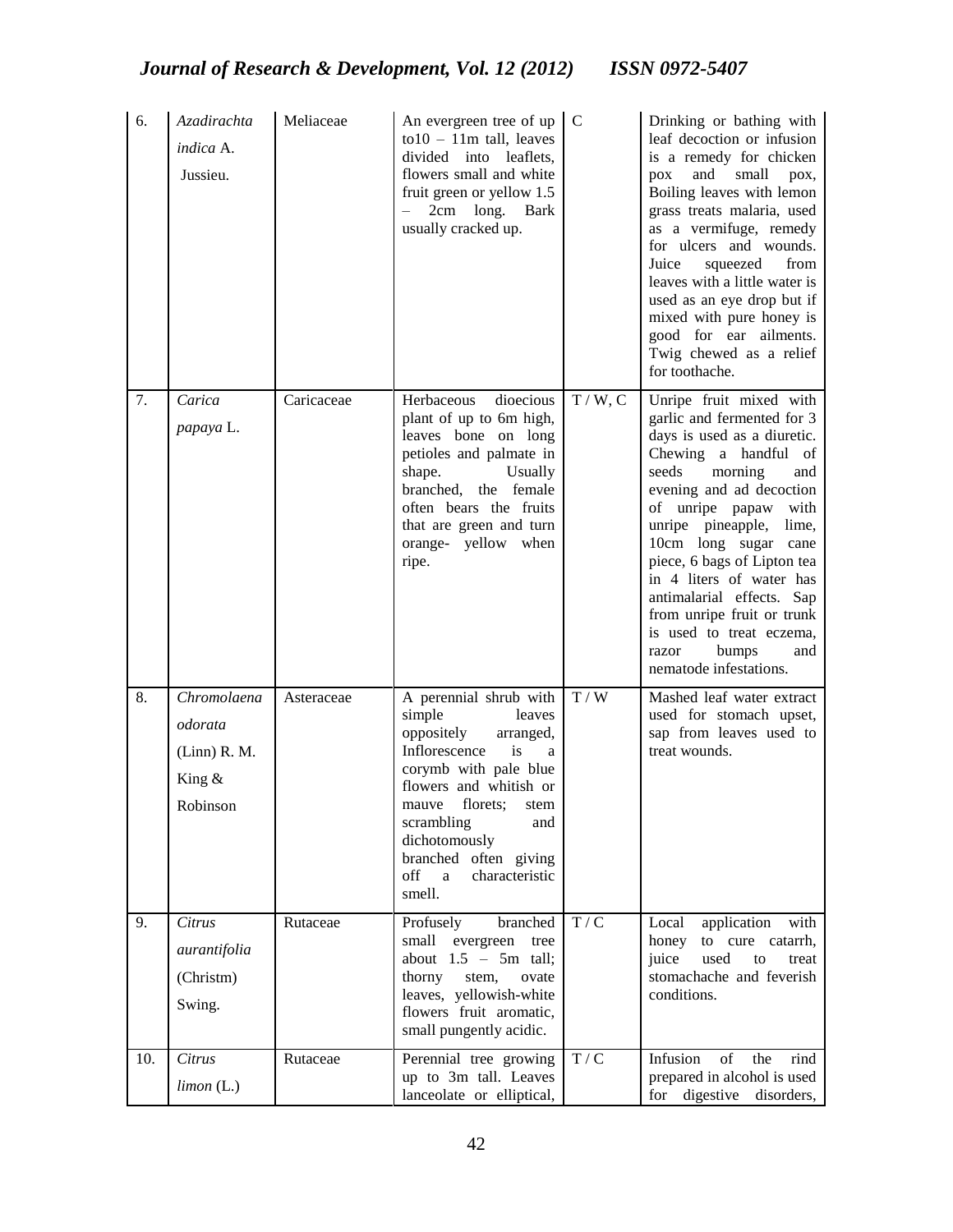| 6. | *Azadirachta indica* A. Jussieu. | Meliaceae | An evergreen tree of up to10 – 11m tall, leaves divided into leaflets, flowers small and white fruit green or yellow 1.5 – 2cm long. Bark usually cracked up. | C | Drinking or bathing with leaf decoction or infusion is a remedy for chicken pox and small pox, Boiling leaves with lemon grass treats malaria, used as a vermifuge, remedy for ulcers and wounds. Juice squeezed from leaves with a little water is used as an eye drop but if mixed with pure honey is good for ear ailments. Twig chewed as a relief for toothache. |
|---|---|---|---|---|---|
| 7. | *Carica papaya* L. | Caricaceae | Herbaceous dioecious plant of up to 6m high, leaves bone on long petioles and palmate in shape. Usually branched, the female often bears the fruits that are green and turn orange- yellow when ripe. | T / W, C | Unripe fruit mixed with garlic and fermented for 3 days is used as a diuretic. Chewing a handful of seeds morning and evening and ad decoction of unripe papaw with unripe pineapple, lime, 10cm long sugar cane piece, 6 bags of Lipton tea in 4 liters of water has antimalarial effects. Sap from unripe fruit or trunk is used to treat eczema, razor bumps and nematode infestations. |
| 8. | *Chromolaena odorata* (Linn) R. M. King & Robinson | Asteraceae | A perennial shrub with simple leaves oppositely arranged, Inflorescence is a corymb with pale blue flowers and whitish or mauve florets; stem scrambling and dichotomously branched often giving off a characteristic smell. | T / W | Mashed leaf water extract used for stomach upset, sap from leaves used to treat wounds. |
| 9. | *Citrus aurantifolia* (Christm) Swing. | Rutaceae | Profusely branched small evergreen tree about 1.5 – 5m tall; thorny stem, ovate leaves, yellowish-white flowers fruit aromatic, small pungently acidic. | T / C | Local application with honey to cure catarrh, juice used to treat stomachache and feverish conditions. |
| 10. | *Citrus limon* (L.) | Rutaceae | Perennial tree growing up to 3m tall. Leaves lanceolate or elliptical, | T / C | Infusion of the rind prepared in alcohol is used for digestive disorders, |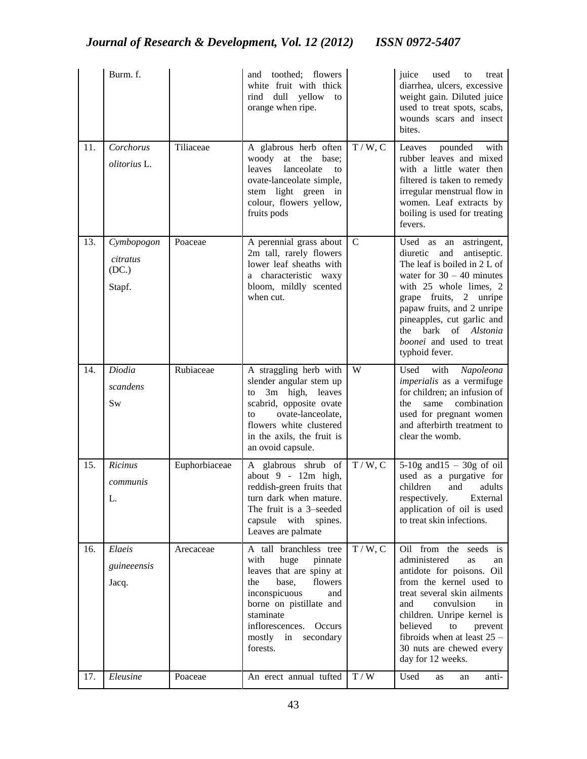| | | | | | |
|---|---|---|---|---|---|
| | Burm. f. | | and toothed; flowers white fruit with thick rind dull yellow to orange when ripe. | | juice used to treat diarrhea, ulcers, excessive weight gain. Diluted juice used to treat spots, scabs, wounds scars and insect bites. |
| 11. | *Corchorus olitorius* L. | Tiliaceae | A glabrous herb often woody at the base; leaves lanceolate to ovate-lanceolate simple, stem light green in colour, flowers yellow, fruits pods | T / W, C | Leaves pounded with rubber leaves and mixed with a little water then filtered is taken to remedy irregular menstrual flow in women. Leaf extracts by boiling is used for treating fevers. |
| 13. | *Cymbopogon citratus* (DC.) Stapf. | Poaceae | A perennial grass about 2m tall, rarely flowers lower leaf sheaths with a characteristic waxy bloom, mildly scented when cut. | C | Used as an astringent, diuretic and antiseptic. The leaf is boiled in 2 L of water for 30 – 40 minutes with 25 whole limes, 2 grape fruits, 2 unripe papaw fruits, and 2 unripe pineapples, cut garlic and the bark of *Alstonia boonei* and used to treat typhoid fever. |
| 14. | *Diodia scandens* Sw | Rubiaceae | A straggling herb with slender angular stem up to 3m high, leaves scabrid, opposite ovate to ovate-lanceolate, flowers white clustered in the axils, the fruit is an ovoid capsule. | W | Used with *Napoleona imperialis* as a vermifuge for children; an infusion of the same combination used for pregnant women and afterbirth treatment to clear the womb. |
| 15. | *Ricinus communis* L. | Euphorbiaceae | A glabrous shrub of about 9 - 12m high, reddish-green fruits that turn dark when mature. The fruit is a 3–seeded capsule with spines. Leaves are palmate | T / W, C | 5-10g and15 – 30g of oil used as a purgative for children and adults respectively. External application of oil is used to treat skin infections. |
| 16. | *Elaeis guineeensis* Jacq. | Arecaceae | A tall branchless tree with huge pinnate leaves that are spiny at the base, flowers inconspicuous and borne on pistillate and staminate inflorescences. Occurs mostly in secondary forests. | T / W, C | Oil from the seeds is administered as an antidote for poisons. Oil from the kernel used to treat several skin ailments and convulsion in children. Unripe kernel is believed to prevent fibroids when at least 25 – 30 nuts are chewed every day for 12 weeks. |
| 17. | *Eleusine* | Poaceae | An erect annual tufted | T / W | Used as an anti- |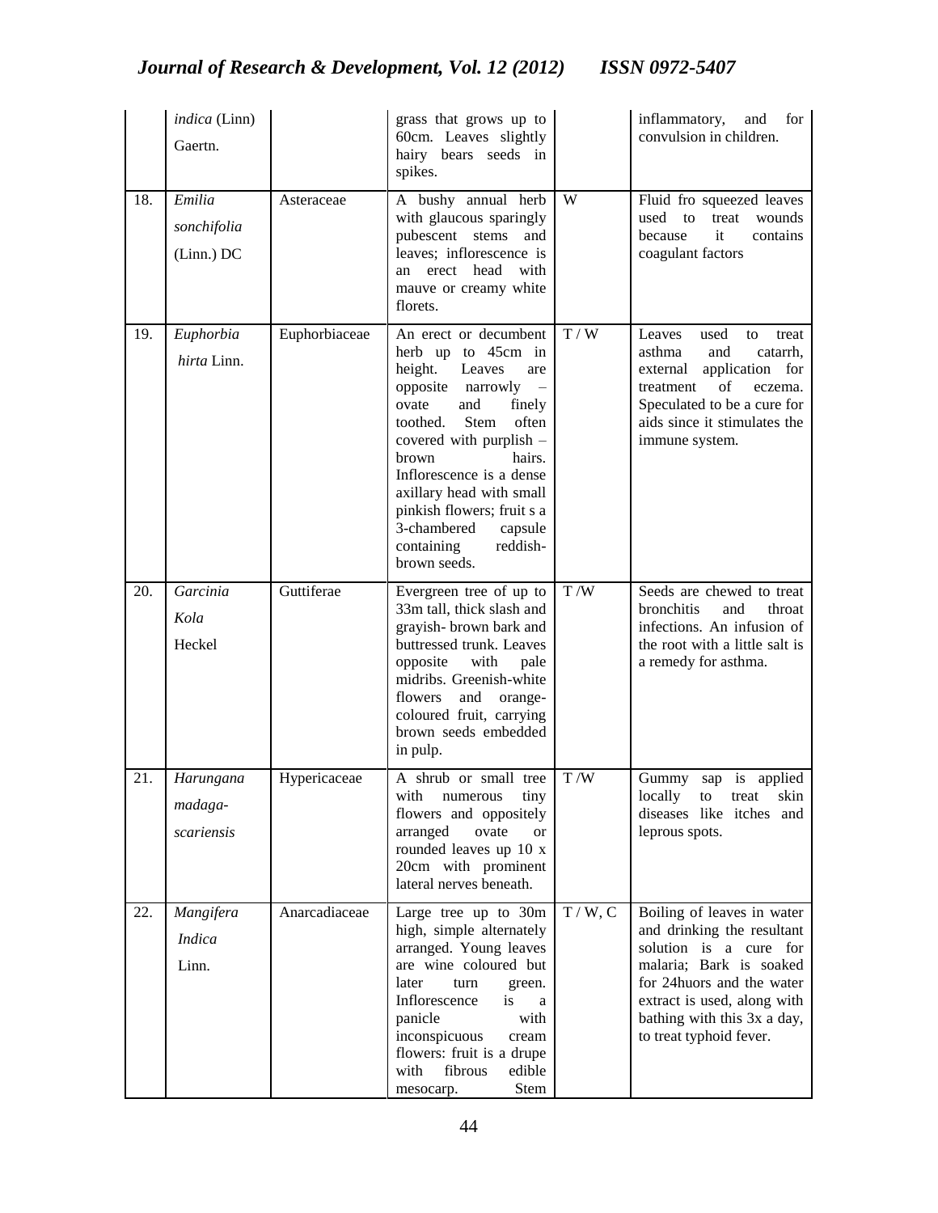| | | | | | |
|---|---|---|---|---|---|
| | *indica* (Linn) Gaertn. | | grass that grows up to 60cm. Leaves slightly hairy bears seeds in spikes. | | inflammatory, and for convulsion in children. |
| 18. | *Emilia sonchifolia* (Linn.) DC | Asteraceae | A bushy annual herb with glaucous sparingly pubescent stems and leaves; inflorescence is an erect head with mauve or creamy white florets. | W | Fluid fro squeezed leaves used to treat wounds because it contains coagulant factors |
| 19. | *Euphorbia hirta* Linn. | Euphorbiaceae | An erect or decumbent herb up to 45cm in height. Leaves are opposite narrowly – ovate and finely toothed. Stem often covered with purplish – brown hairs. Inflorescence is a dense axillary head with small pinkish flowers; fruit s a 3-chambered capsule containing reddish-brown seeds. | T / W | Leaves used to treat asthma and catarrh, external application for treatment of eczema. Speculated to be a cure for aids since it stimulates the immune system. |
| 20. | *Garcinia Kola* Heckel | Guttiferae | Evergreen tree of up to 33m tall, thick slash and grayish- brown bark and buttressed trunk. Leaves opposite with pale midribs. Greenish-white flowers and orange-coloured fruit, carrying brown seeds embedded in pulp. | T /W | Seeds are chewed to treat bronchitis and throat infections. An infusion of the root with a little salt is a remedy for asthma. |
| 21. | *Harungana madaga-scariensis* | Hypericaceae | A shrub or small tree with numerous tiny flowers and oppositely arranged ovate or rounded leaves up 10 x 20cm with prominent lateral nerves beneath. | T /W | Gummy sap is applied locally to treat skin diseases like itches and leprous spots. |
| 22. | *Mangifera Indica* Linn. | Anarcadiaceae | Large tree up to 30m high, simple alternately arranged. Young leaves are wine coloured but later turn green. Inflorescence is a panicle with inconspicuous cream flowers: fruit is a drupe with fibrous edible mesocarp. Stem | T / W, C | Boiling of leaves in water and drinking the resultant solution is a cure for malaria; Bark is soaked for 24huors and the water extract is used, along with bathing with this 3x a day, to treat typhoid fever. |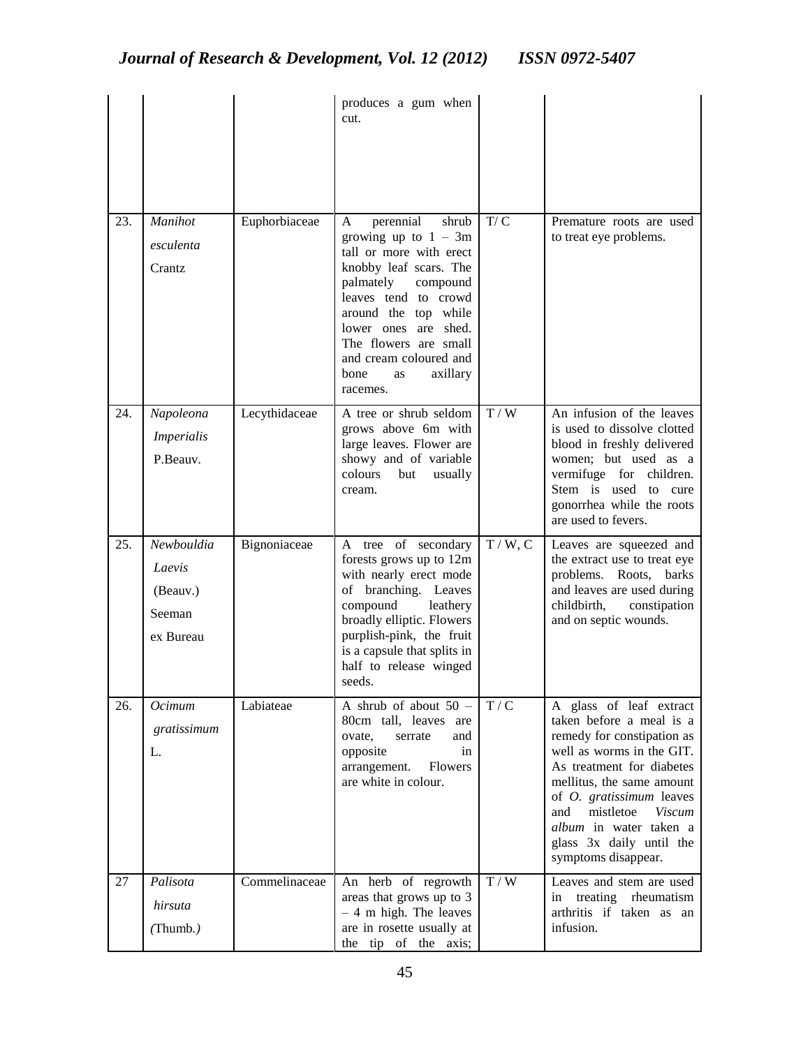|  |  |  |  |  |  |
|---|---|---|---|---|---|
|  |  |  | produces a gum when cut. |  |  |
| 23. | *Manihot esculenta* Crantz | Euphorbiaceae | A perennial shrub growing up to 1 – 3m tall or more with erect knobby leaf scars. The palmately compound leaves tend to crowd around the top while lower ones are shed. The flowers are small and cream coloured and bone as axillary racemes. | T/ C | Premature roots are used to treat eye problems. |
| 24. | *Napoleona Imperialis* P.Beauv. | Lecythidaceae | A tree or shrub seldom grows above 6m with large leaves. Flower are showy and of variable colours but usually cream. | T / W | An infusion of the leaves is used to dissolve clotted blood in freshly delivered women; but used as a vermifuge for children. Stem is used to cure gonorrhea while the roots are used to fevers. |
| 25. | *Newbouldia Laevis* (Beauv.) Seeman ex Bureau | Bignoniaceae | A tree of secondary forests grows up to 12m with nearly erect mode of branching. Leaves compound leathery broadly elliptic. Flowers purplish-pink, the fruit is a capsule that splits in half to release winged seeds. | T / W, C | Leaves are squeezed and the extract use to treat eye problems. Roots, barks and leaves are used during childbirth, constipation and on septic wounds. |
| 26. | *Ocimum gratissimum* L. | Labiateae | A shrub of about 50 – 80cm tall, leaves are ovate, serrate and opposite in arrangement. Flowers are white in colour. | T / C | A glass of leaf extract taken before a meal is a remedy for constipation as well as worms in the GIT. As treatment for diabetes mellitus, the same amount of *O. gratissimum* leaves and mistletoe *Viscum album* in water taken a glass 3x daily until the symptoms disappear. |
| 27 | *Palisota hirsuta* (Thumb.) | Commelinaceae | An herb of regrowth areas that grows up to 3 – 4 m high. The leaves are in rosette usually at the tip of the axis; | T / W | Leaves and stem are used in treating rheumatism arthritis if taken as an infusion. |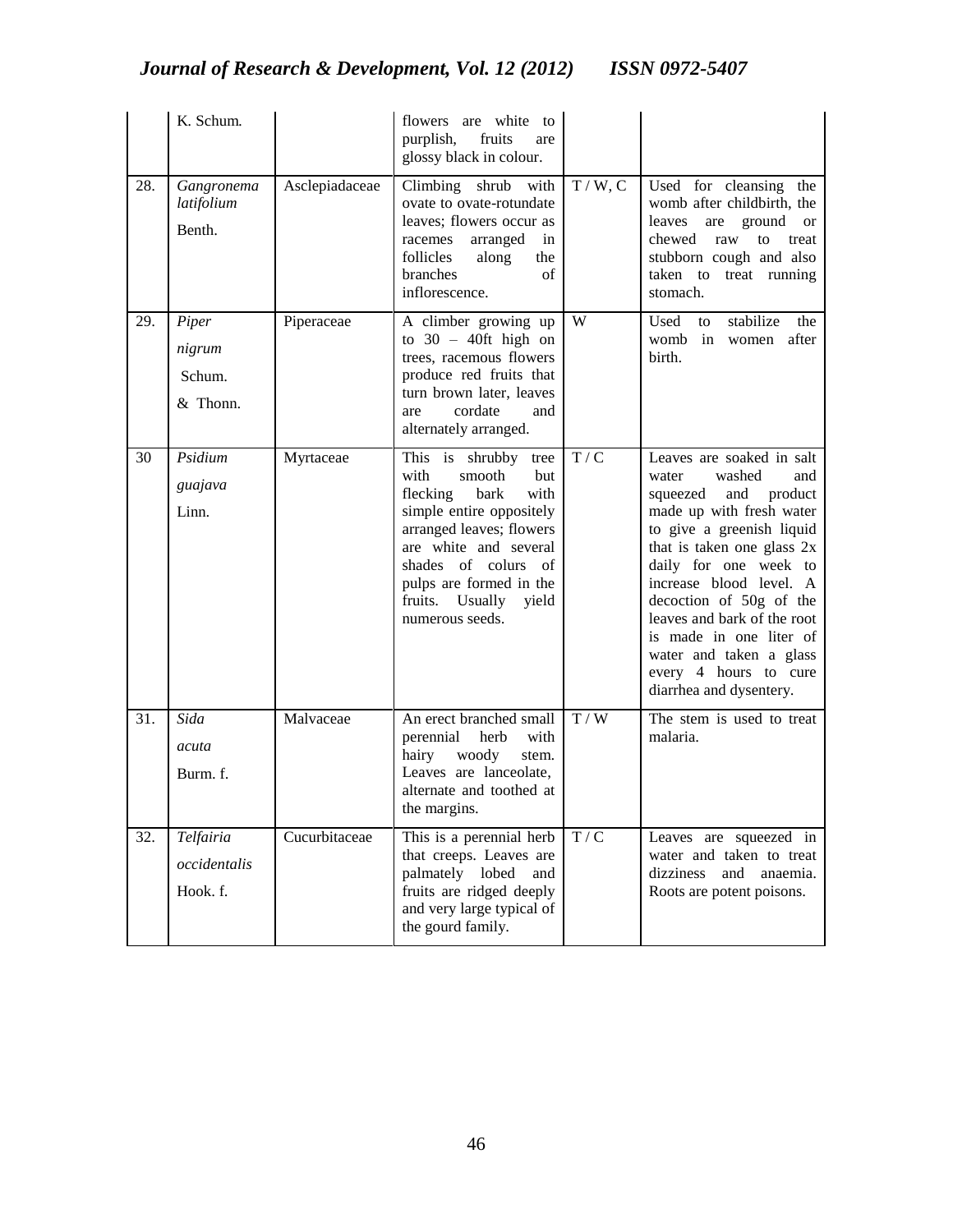| | K. Schum. | | flowers are white to purplish, fruits are glossy black in colour. | | |
|---|---|---|---|---|---|
| 28. | *Gangronema latifolium* Benth. | Asclepiadaceae | Climbing shrub with ovate to ovate-rotundate leaves; flowers occur as racemes arranged in follicles along the branches of inflorescence. | T / W, C | Used for cleansing the womb after childbirth, the leaves are ground or chewed raw to treat stubborn cough and also taken to treat running stomach. |
| 29. | *Piper nigrum* Schum. & Thonn. | Piperaceae | A climber growing up to 30 – 40ft high on trees, racemous flowers produce red fruits that turn brown later, leaves are cordate and alternately arranged. | W | Used to stabilize the womb in women after birth. |
| 30 | *Psidium guajava* Linn. | Myrtaceae | This is shrubby tree with smooth but flecking bark with simple entire oppositely arranged leaves; flowers are white and several shades of colurs of pulps are formed in the fruits. Usually yield numerous seeds. | T / C | Leaves are soaked in salt water washed and squeezed and product made up with fresh water to give a greenish liquid that is taken one glass 2x daily for one week to increase blood level. A decoction of 50g of the leaves and bark of the root is made in one liter of water and taken a glass every 4 hours to cure diarrhea and dysentery. |
| 31. | *Sida acuta* Burm. f. | Malvaceae | An erect branched small perennial herb with hairy woody stem. Leaves are lanceolate, alternate and toothed at the margins. | T / W | The stem is used to treat malaria. |
| 32. | *Telfairia occidentalis* Hook. f. | Cucurbitaceae | This is a perennial herb that creeps. Leaves are palmately lobed and fruits are ridged deeply and very large typical of the gourd family. | T / C | Leaves are squeezed in water and taken to treat dizziness and anaemia. Roots are potent poisons. |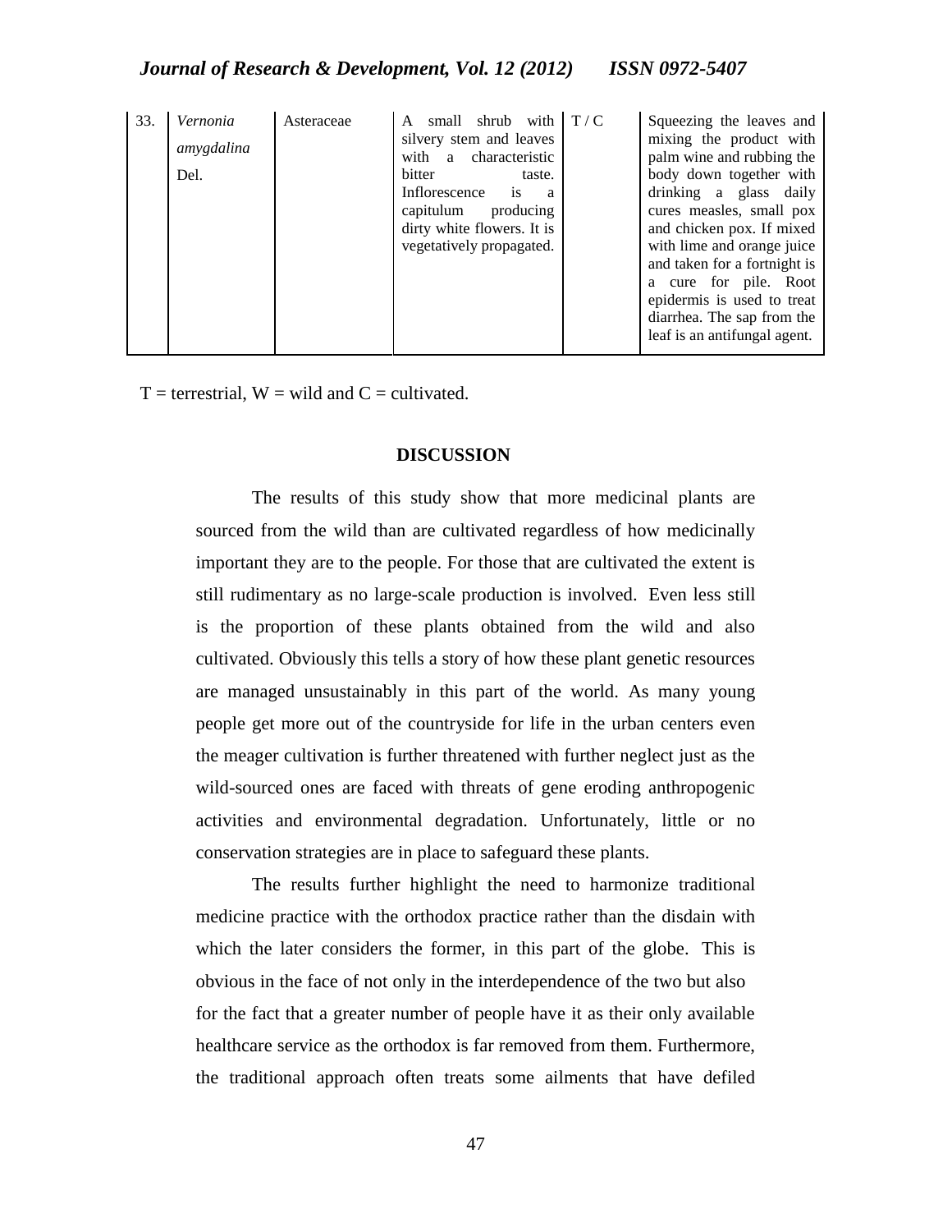| 33. | *Vernonia amygdalina* Del. | Asteraceae | A small shrub with silvery stem and leaves with a characteristic bitter taste. Inflorescence is a capitulum producing dirty white flowers. It is vegetatively propagated. | T / C | Squeezing the leaves and mixing the product with palm wine and rubbing the body down together with drinking a glass daily cures measles, small pox and chicken pox. If mixed with lime and orange juice and taken for a fortnight is a cure for pile. Root epidermis is used to treat diarrhea. The sap from the leaf is an antifungal agent. |
|---|---|---|---|---|---|

T = terrestrial, W = wild and C = cultivated.

## DISCUSSION

The results of this study show that more medicinal plants are sourced from the wild than are cultivated regardless of how medicinally important they are to the people. For those that are cultivated the extent is still rudimentary as no large-scale production is involved. Even less still is the proportion of these plants obtained from the wild and also cultivated. Obviously this tells a story of how these plant genetic resources are managed unsustainably in this part of the world. As many young people get more out of the countryside for life in the urban centers even the meager cultivation is further threatened with further neglect just as the wild-sourced ones are faced with threats of gene eroding anthropogenic activities and environmental degradation. Unfortunately, little or no conservation strategies are in place to safeguard these plants.

The results further highlight the need to harmonize traditional medicine practice with the orthodox practice rather than the disdain with which the later considers the former, in this part of the globe. This is obvious in the face of not only in the interdependence of the two but also for the fact that a greater number of people have it as their only available healthcare service as the orthodox is far removed from them. Furthermore, the traditional approach often treats some ailments that have defiled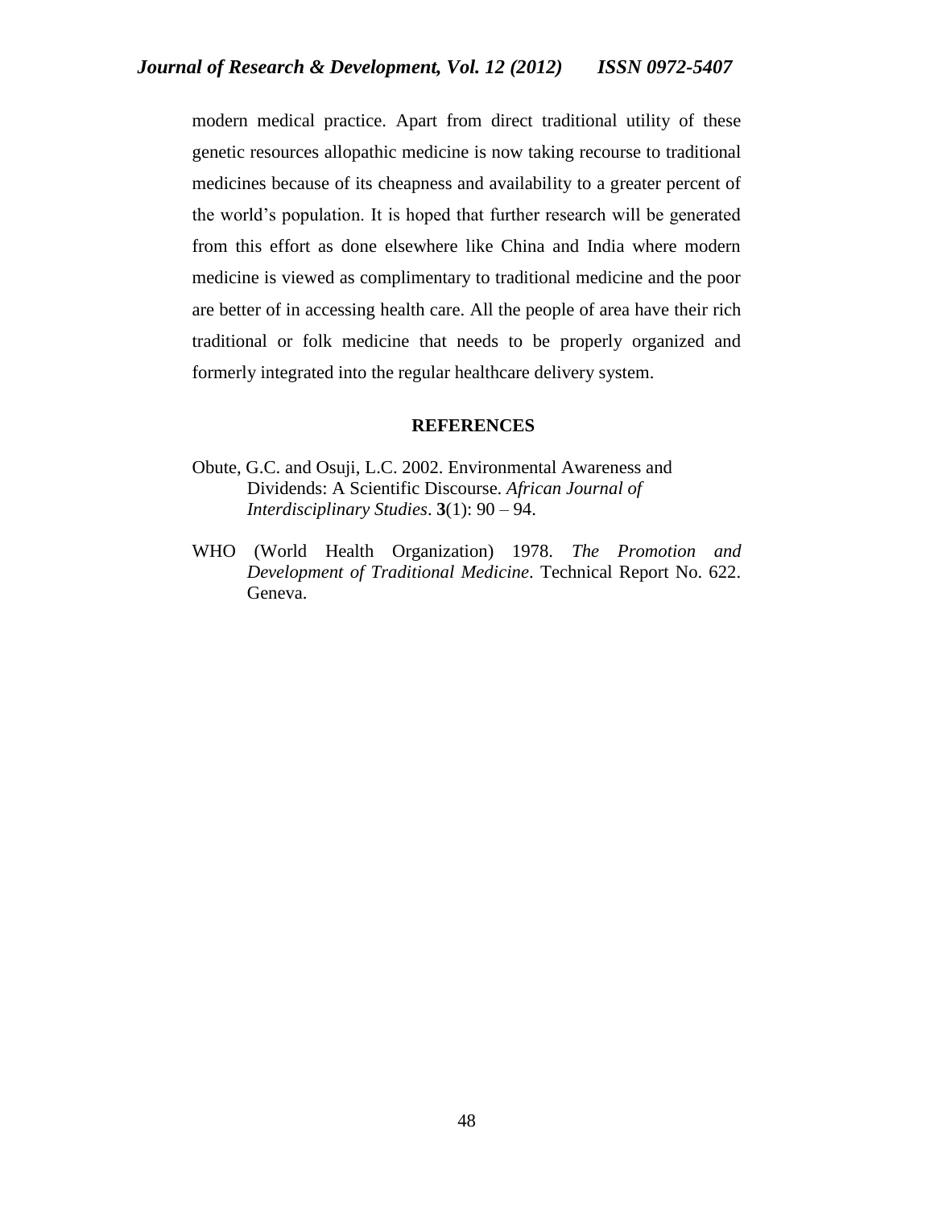modern medical practice. Apart from direct traditional utility of these genetic resources allopathic medicine is now taking recourse to traditional medicines because of its cheapness and availability to a greater percent of the world's population. It is hoped that further research will be generated from this effort as done elsewhere like China and India where modern medicine is viewed as complimentary to traditional medicine and the poor are better of in accessing health care. All the people of area have their rich traditional or folk medicine that needs to be properly organized and formerly integrated into the regular healthcare delivery system.

## REFERENCES

Obute, G.C. and Osuji, L.C. 2002. Environmental Awareness and Dividends: A Scientific Discourse. *African Journal of Interdisciplinary Studies*. **3**(1): 90 – 94.

WHO (World Health Organization) 1978. *The Promotion and Development of Traditional Medicine*. Technical Report No. 622. Geneva.